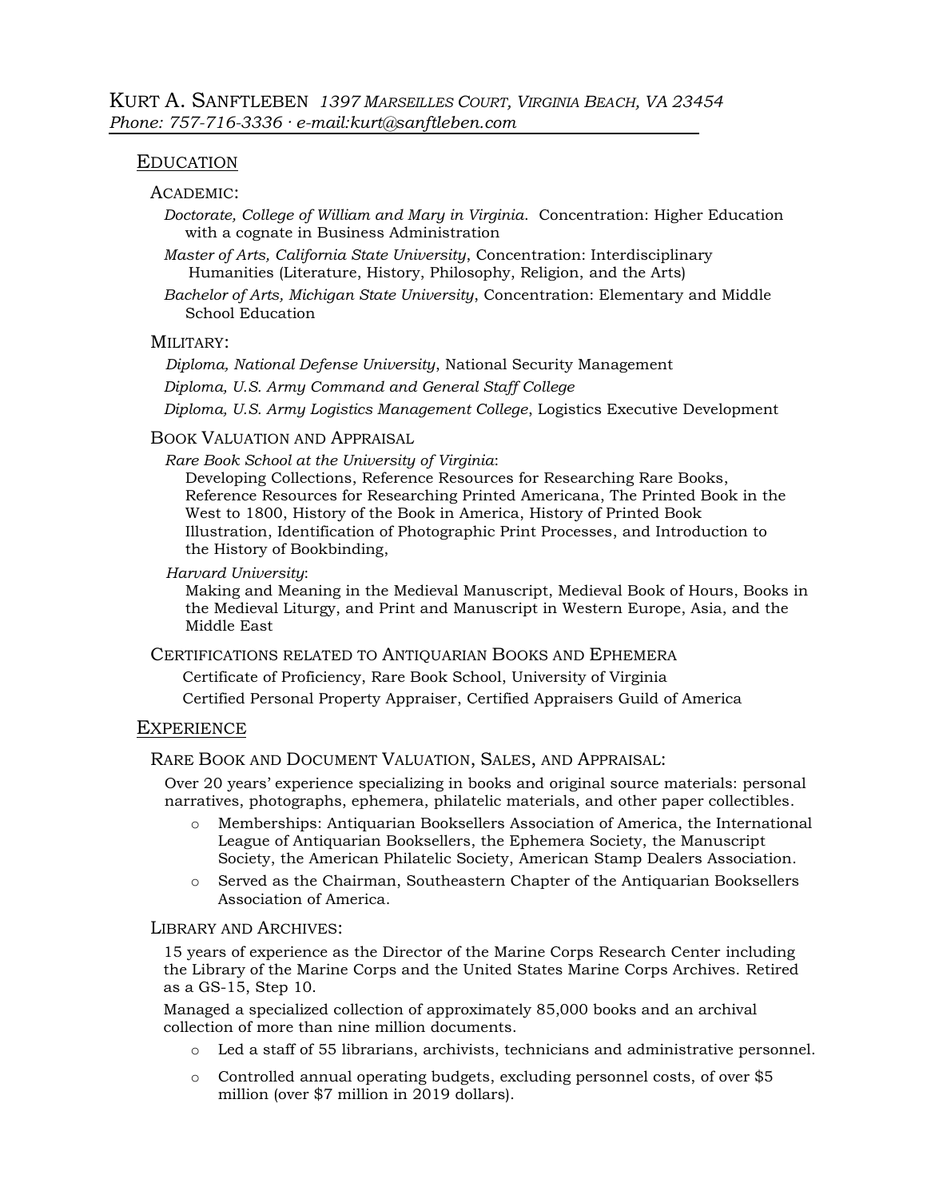# KURT A. SANFTLEBEN *1397 MARSEILLES COURT, VIRGINIA BEACH, VA 23454*

*Phone: 757-716-3336 · e-mail:kurt@sanftleben.com*

## EDUCATION

### ACADEMIC:

*Doctorate, College of William and Mary in Virginia.* Concentration: Higher Education with a cognate in Business Administration

*Master of Arts, California State University*, Concentration: Interdisciplinary Humanities (Literature, History, Philosophy, Religion, and the Arts)

*Bachelor of Arts, Michigan State University*, Concentration: Elementary and Middle School Education

### MILITARY:

*Diploma, National Defense University*, National Security Management

*Diploma, U.S. Army Command and General Staff College*

*Diploma, U.S. Army Logistics Management College*, Logistics Executive Development

### BOOK VALUATION AND APPRAISAL

*Rare Book School at the University of Virginia*:

Developing Collections, Reference Resources for Researching Rare Books, Reference Resources for Researching Printed Americana, The Printed Book in the West to 1800, History of the Book in America, History of Printed Book Illustration, Identification of Photographic Print Processes, and Introduction to the History of Bookbinding,

*Harvard University*:

Making and Meaning in the Medieval Manuscript, Medieval Book of Hours, Books in the Medieval Liturgy, and Print and Manuscript in Western Europe, Asia, and the Middle East

### CERTIFICATIONS RELATED TO ANTIQUARIAN BOOKS AND EPHEMERA

Certificate of Proficiency, Rare Book School, University of Virginia

Certified Personal Property Appraiser, Certified Appraisers Guild of America

## EXPERIENCE

### RARE BOOK AND DOCUMENT VALUATION, SALES, AND APPRAISAL:

Over 20 years' experience specializing in books and original source materials: personal narratives, photographs, ephemera, philatelic materials, and other paper collectibles.

- Memberships: Antiquarian Booksellers Association of America, the International League of Antiquarian Booksellers, the Ephemera Society, the Manuscript Society, the American Philatelic Society, American Stamp Dealers Association.
- Served as the Chairman, Southeastern Chapter of the Antiquarian Booksellers Association of America.

### LIBRARY AND ARCHIVES:

15 years of experience as the Director of the Marine Corps Research Center including the Library of the Marine Corps and the United States Marine Corps Archives. Retired as a GS-15, Step 10.

Managed a specialized collection of approximately 85,000 books and an archival collection of more than nine million documents.

- Led a staff of 55 librarians, archivists, technicians and administrative personnel.
- Controlled annual operating budgets, excluding personnel costs, of over $5 million (over $7 million in 2019 dollars).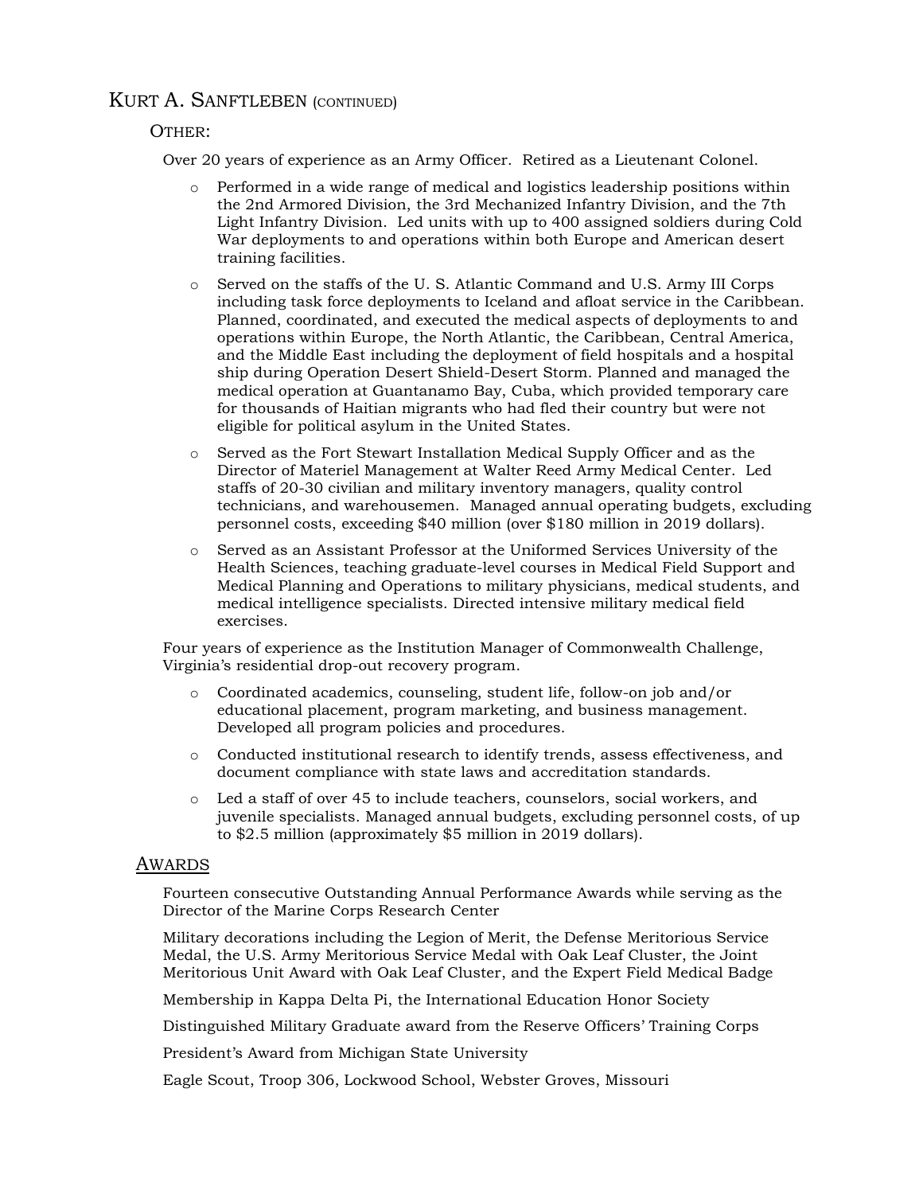# KURT A. SANFTLEBEN (CONTINUED)

## OTHER:

Over 20 years of experience as an Army Officer. Retired as a Lieutenant Colonel.

- Performed in a wide range of medical and logistics leadership positions within the 2nd Armored Division, the 3rd Mechanized Infantry Division, and the 7th Light Infantry Division. Led units with up to 400 assigned soldiers during Cold War deployments to and operations within both Europe and American desert training facilities.
- Served on the staffs of the U. S. Atlantic Command and U.S. Army III Corps including task force deployments to Iceland and afloat service in the Caribbean. Planned, coordinated, and executed the medical aspects of deployments to and operations within Europe, the North Atlantic, the Caribbean, Central America, and the Middle East including the deployment of field hospitals and a hospital ship during Operation Desert Shield-Desert Storm. Planned and managed the medical operation at Guantanamo Bay, Cuba, which provided temporary care for thousands of Haitian migrants who had fled their country but were not eligible for political asylum in the United States.
- Served as the Fort Stewart Installation Medical Supply Officer and as the Director of Materiel Management at Walter Reed Army Medical Center. Led staffs of 20-30 civilian and military inventory managers, quality control technicians, and warehousemen. Managed annual operating budgets, excluding personnel costs, exceeding $40 million (over $180 million in 2019 dollars).
- Served as an Assistant Professor at the Uniformed Services University of the Health Sciences, teaching graduate-level courses in Medical Field Support and Medical Planning and Operations to military physicians, medical students, and medical intelligence specialists. Directed intensive military medical field exercises.

Four years of experience as the Institution Manager of Commonwealth Challenge, Virginia's residential drop-out recovery program.

- Coordinated academics, counseling, student life, follow-on job and/or educational placement, program marketing, and business management. Developed all program policies and procedures.
- Conducted institutional research to identify trends, assess effectiveness, and document compliance with state laws and accreditation standards.
- Led a staff of over 45 to include teachers, counselors, social workers, and juvenile specialists. Managed annual budgets, excluding personnel costs, of up to $2.5 million (approximately $5 million in 2019 dollars).

## AWARDS

Fourteen consecutive Outstanding Annual Performance Awards while serving as the Director of the Marine Corps Research Center

Military decorations including the Legion of Merit, the Defense Meritorious Service Medal, the U.S. Army Meritorious Service Medal with Oak Leaf Cluster, the Joint Meritorious Unit Award with Oak Leaf Cluster, and the Expert Field Medical Badge

Membership in Kappa Delta Pi, the International Education Honor Society

Distinguished Military Graduate award from the Reserve Officers' Training Corps

President's Award from Michigan State University

Eagle Scout, Troop 306, Lockwood School, Webster Groves, Missouri